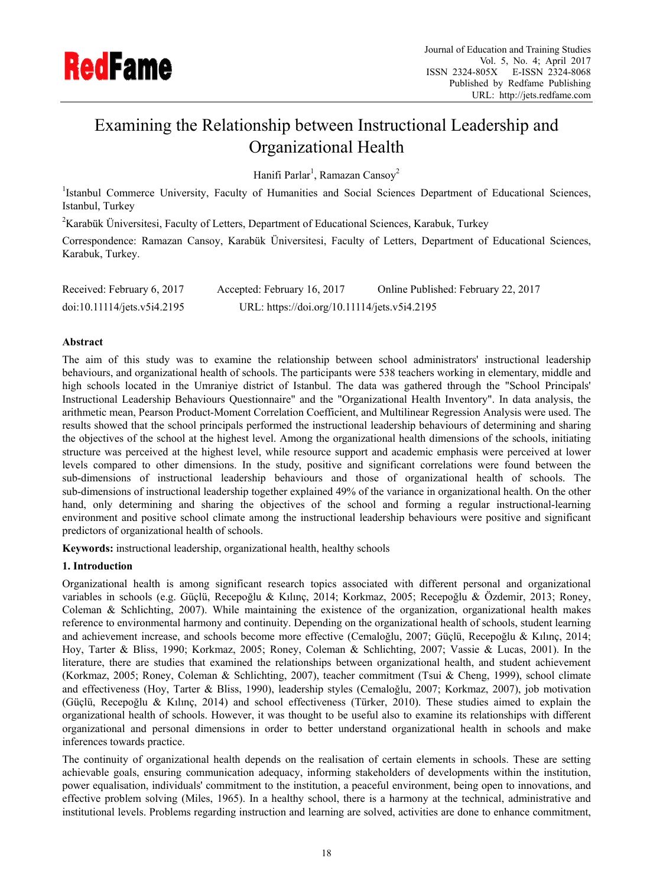# Examining the Relationship between Instructional Leadership and Organizational Health

Hanifi Parlar[1], Ramazan Cansoy[2]

[1]Istanbul Commerce University, Faculty of Humanities and Social Sciences Department of Educational Sciences, Istanbul, Turkey

[2]Karabük Üniversitesi, Faculty of Letters, Department of Educational Sciences, Karabuk, Turkey

Correspondence: Ramazan Cansoy, Karabük Üniversitesi, Faculty of Letters, Department of Educational Sciences, Karabuk, Turkey.

Received: February 6, 2017    Accepted: February 16, 2017    Online Published: February 22, 2017

doi:10.11114/jets.v5i4.2195    URL: https://doi.org/10.11114/jets.v5i4.2195

## Abstract

The aim of this study was to examine the relationship between school administrators' instructional leadership behaviours, and organizational health of schools. The participants were 538 teachers working in elementary, middle and high schools located in the Umraniye district of Istanbul. The data was gathered through the "School Principals' Instructional Leadership Behaviours Questionnaire" and the "Organizational Health Inventory". In data analysis, the arithmetic mean, Pearson Product-Moment Correlation Coefficient, and Multilinear Regression Analysis were used. The results showed that the school principals performed the instructional leadership behaviours of determining and sharing the objectives of the school at the highest level. Among the organizational health dimensions of the schools, initiating structure was perceived at the highest level, while resource support and academic emphasis were perceived at lower levels compared to other dimensions. In the study, positive and significant correlations were found between the sub-dimensions of instructional leadership behaviours and those of organizational health of schools. The sub-dimensions of instructional leadership together explained 49% of the variance in organizational health. On the other hand, only determining and sharing the objectives of the school and forming a regular instructional-learning environment and positive school climate among the instructional leadership behaviours were positive and significant predictors of organizational health of schools.

**Keywords:** instructional leadership, organizational health, healthy schools

## 1. Introduction

Organizational health is among significant research topics associated with different personal and organizational variables in schools (e.g. Güçlü, Recepoğlu & Kılınç, 2014; Korkmaz, 2005; Recepoğlu & Özdemir, 2013; Roney, Coleman & Schlichting, 2007). While maintaining the existence of the organization, organizational health makes reference to environmental harmony and continuity. Depending on the organizational health of schools, student learning and achievement increase, and schools become more effective (Cemaloğlu, 2007; Güçlü, Recepoğlu & Kılınç, 2014; Hoy, Tarter & Bliss, 1990; Korkmaz, 2005; Roney, Coleman & Schlichting, 2007; Vassie & Lucas, 2001). In the literature, there are studies that examined the relationships between organizational health, and student achievement (Korkmaz, 2005; Roney, Coleman & Schlichting, 2007), teacher commitment (Tsui & Cheng, 1999), school climate and effectiveness (Hoy, Tarter & Bliss, 1990), leadership styles (Cemaloğlu, 2007; Korkmaz, 2007), job motivation (Güçlü, Recepoğlu & Kılınç, 2014) and school effectiveness (Türker, 2010). These studies aimed to explain the organizational health of schools. However, it was thought to be useful also to examine its relationships with different organizational and personal dimensions in order to better understand organizational health in schools and make inferences towards practice.

The continuity of organizational health depends on the realisation of certain elements in schools. These are setting achievable goals, ensuring communication adequacy, informing stakeholders of developments within the institution, power equalisation, individuals' commitment to the institution, a peaceful environment, being open to innovations, and effective problem solving (Miles, 1965). In a healthy school, there is a harmony at the technical, administrative and institutional levels. Problems regarding instruction and learning are solved, activities are done to enhance commitment,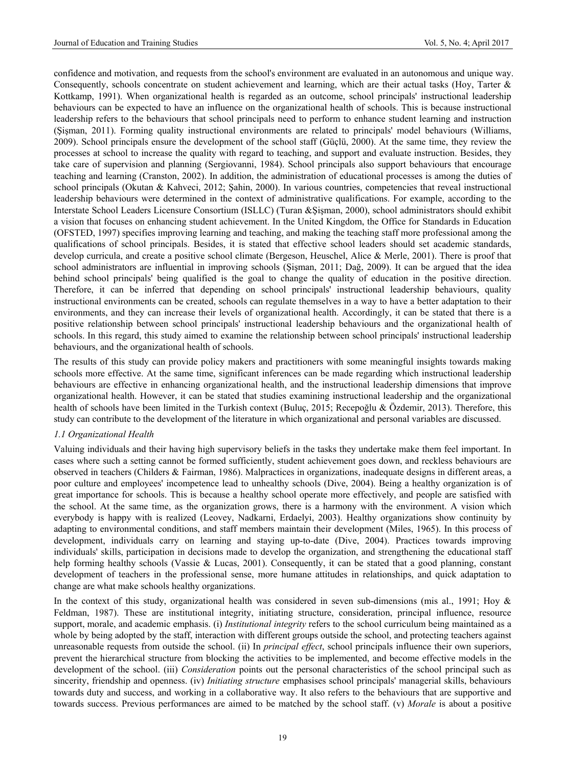confidence and motivation, and requests from the school's environment are evaluated in an autonomous and unique way. Consequently, schools concentrate on student achievement and learning, which are their actual tasks (Hoy, Tarter & Kottkamp, 1991). When organizational health is regarded as an outcome, school principals' instructional leadership behaviours can be expected to have an influence on the organizational health of schools. This is because instructional leadership refers to the behaviours that school principals need to perform to enhance student learning and instruction (Şişman, 2011). Forming quality instructional environments are related to principals' model behaviours (Williams, 2009). School principals ensure the development of the school staff (Güçlü, 2000). At the same time, they review the processes at school to increase the quality with regard to teaching, and support and evaluate instruction. Besides, they take care of supervision and planning (Sergiovanni, 1984). School principals also support behaviours that encourage teaching and learning (Cranston, 2002). In addition, the administration of educational processes is among the duties of school principals (Okutan & Kahveci, 2012; Şahin, 2000). In various countries, competencies that reveal instructional leadership behaviours were determined in the context of administrative qualifications. For example, according to the Interstate School Leaders Licensure Consortium (ISLLC) (Turan &Şişman, 2000), school administrators should exhibit a vision that focuses on enhancing student achievement. In the United Kingdom, the Office for Standards in Education (OFSTED, 1997) specifies improving learning and teaching, and making the teaching staff more professional among the qualifications of school principals. Besides, it is stated that effective school leaders should set academic standards, develop curricula, and create a positive school climate (Bergeson, Heuschel, Alice & Merle, 2001). There is proof that school administrators are influential in improving schools (Şişman, 2011; Dağ, 2009). It can be argued that the idea behind school principals' being qualified is the goal to change the quality of education in the positive direction. Therefore, it can be inferred that depending on school principals' instructional leadership behaviours, quality instructional environments can be created, schools can regulate themselves in a way to have a better adaptation to their environments, and they can increase their levels of organizational health. Accordingly, it can be stated that there is a positive relationship between school principals' instructional leadership behaviours and the organizational health of schools. In this regard, this study aimed to examine the relationship between school principals' instructional leadership behaviours, and the organizational health of schools.

The results of this study can provide policy makers and practitioners with some meaningful insights towards making schools more effective. At the same time, significant inferences can be made regarding which instructional leadership behaviours are effective in enhancing organizational health, and the instructional leadership dimensions that improve organizational health. However, it can be stated that studies examining instructional leadership and the organizational health of schools have been limited in the Turkish context (Buluç, 2015; Recepoğlu & Özdemir, 2013). Therefore, this study can contribute to the development of the literature in which organizational and personal variables are discussed.

### *1.1 Organizational Health*

Valuing individuals and their having high supervisory beliefs in the tasks they undertake make them feel important. In cases where such a setting cannot be formed sufficiently, student achievement goes down, and reckless behaviours are observed in teachers (Childers & Fairman, 1986). Malpractices in organizations, inadequate designs in different areas, a poor culture and employees' incompetence lead to unhealthy schools (Dive, 2004). Being a healthy organization is of great importance for schools. This is because a healthy school operate more effectively, and people are satisfied with the school. At the same time, as the organization grows, there is a harmony with the environment. A vision which everybody is happy with is realized (Leovey, Nadkarni, Erdaelyi, 2003). Healthy organizations show continuity by adapting to environmental conditions, and staff members maintain their development (Miles, 1965). In this process of development, individuals carry on learning and staying up-to-date (Dive, 2004). Practices towards improving individuals' skills, participation in decisions made to develop the organization, and strengthening the educational staff help forming healthy schools (Vassie & Lucas, 2001). Consequently, it can be stated that a good planning, constant development of teachers in the professional sense, more humane attitudes in relationships, and quick adaptation to change are what make schools healthy organizations.

In the context of this study, organizational health was considered in seven sub-dimensions (mis al., 1991; Hoy & Feldman, 1987). These are institutional integrity, initiating structure, consideration, principal influence, resource support, morale, and academic emphasis. (i) *Institutional integrity* refers to the school curriculum being maintained as a whole by being adopted by the staff, interaction with different groups outside the school, and protecting teachers against unreasonable requests from outside the school. (ii) In *principal effect*, school principals influence their own superiors, prevent the hierarchical structure from blocking the activities to be implemented, and become effective models in the development of the school. (iii) *Consideration* points out the personal characteristics of the school principal such as sincerity, friendship and openness. (iv) *Initiating structure* emphasises school principals' managerial skills, behaviours towards duty and success, and working in a collaborative way. It also refers to the behaviours that are supportive and towards success. Previous performances are aimed to be matched by the school staff. (v) *Morale* is about a positive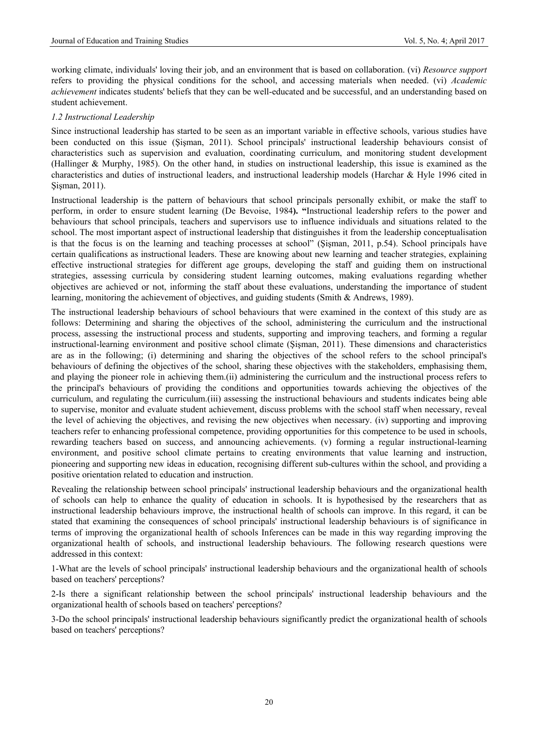working climate, individuals' loving their job, and an environment that is based on collaboration. (vi) *Resource support* refers to providing the physical conditions for the school, and accessing materials when needed. (vi) *Academic achievement* indicates students' beliefs that they can be well-educated and be successful, and an understanding based on student achievement.

### *1.2 Instructional Leadership*

Since instructional leadership has started to be seen as an important variable in effective schools, various studies have been conducted on this issue (Şişman, 2011). School principals' instructional leadership behaviours consist of characteristics such as supervision and evaluation, coordinating curriculum, and monitoring student development (Hallinger & Murphy, 1985). On the other hand, in studies on instructional leadership, this issue is examined as the characteristics and duties of instructional leaders, and instructional leadership models (Harchar & Hyle 1996 cited in Şişman, 2011).

Instructional leadership is the pattern of behaviours that school principals personally exhibit, or make the staff to perform, in order to ensure student learning (De Bevoise, 1984**).** **"**Instructional leadership refers to the power and behaviours that school principals, teachers and supervisors use to influence individuals and situations related to the school. The most important aspect of instructional leadership that distinguishes it from the leadership conceptualisation is that the focus is on the learning and teaching processes at school" (Şişman, 2011, p.54). School principals have certain qualifications as instructional leaders. These are knowing about new learning and teacher strategies, explaining effective instructional strategies for different age groups, developing the staff and guiding them on instructional strategies, assessing curricula by considering student learning outcomes, making evaluations regarding whether objectives are achieved or not, informing the staff about these evaluations, understanding the importance of student learning, monitoring the achievement of objectives, and guiding students (Smith & Andrews, 1989).

The instructional leadership behaviours of school behaviours that were examined in the context of this study are as follows: Determining and sharing the objectives of the school, administering the curriculum and the instructional process, assessing the instructional process and students, supporting and improving teachers, and forming a regular instructional-learning environment and positive school climate (Şişman, 2011). These dimensions and characteristics are as in the following; (i) determining and sharing the objectives of the school refers to the school principal's behaviours of defining the objectives of the school, sharing these objectives with the stakeholders, emphasising them, and playing the pioneer role in achieving them.(ii) administering the curriculum and the instructional process refers to the principal's behaviours of providing the conditions and opportunities towards achieving the objectives of the curriculum, and regulating the curriculum.(iii) assessing the instructional behaviours and students indicates being able to supervise, monitor and evaluate student achievement, discuss problems with the school staff when necessary, reveal the level of achieving the objectives, and revising the new objectives when necessary. (iv) supporting and improving teachers refer to enhancing professional competence, providing opportunities for this competence to be used in schools, rewarding teachers based on success, and announcing achievements. (v) forming a regular instructional-learning environment, and positive school climate pertains to creating environments that value learning and instruction, pioneering and supporting new ideas in education, recognising different sub-cultures within the school, and providing a positive orientation related to education and instruction.

Revealing the relationship between school principals' instructional leadership behaviours and the organizational health of schools can help to enhance the quality of education in schools. It is hypothesised by the researchers that as instructional leadership behaviours improve, the instructional health of schools can improve. In this regard, it can be stated that examining the consequences of school principals' instructional leadership behaviours is of significance in terms of improving the organizational health of schools Inferences can be made in this way regarding improving the organizational health of schools, and instructional leadership behaviours. The following research questions were addressed in this context:

1-What are the levels of school principals' instructional leadership behaviours and the organizational health of schools based on teachers' perceptions?

2-Is there a significant relationship between the school principals' instructional leadership behaviours and the organizational health of schools based on teachers' perceptions?

3-Do the school principals' instructional leadership behaviours significantly predict the organizational health of schools based on teachers' perceptions?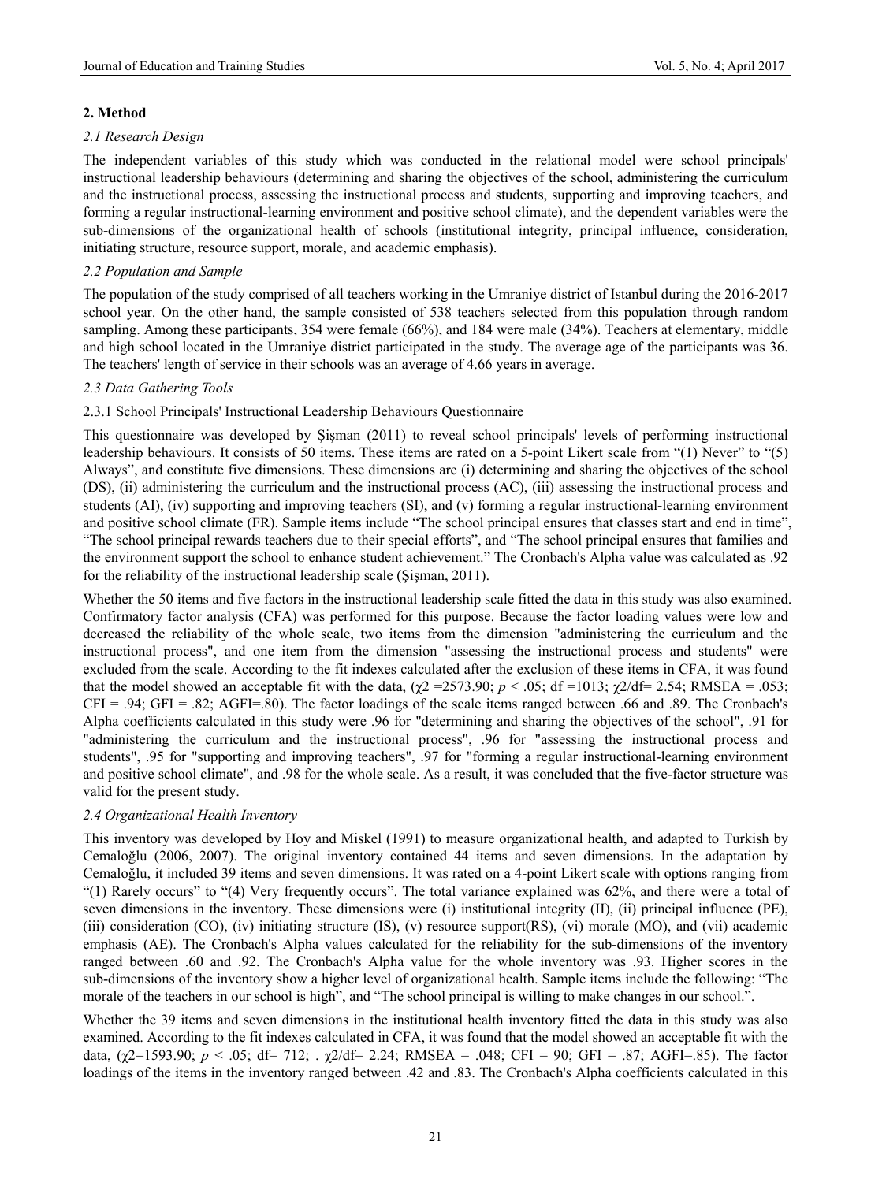## 2. Method

### *2.1 Research Design*

The independent variables of this study which was conducted in the relational model were school principals' instructional leadership behaviours (determining and sharing the objectives of the school, administering the curriculum and the instructional process, assessing the instructional process and students, supporting and improving teachers, and forming a regular instructional-learning environment and positive school climate), and the dependent variables were the sub-dimensions of the organizational health of schools (institutional integrity, principal influence, consideration, initiating structure, resource support, morale, and academic emphasis).

### *2.2 Population and Sample*

The population of the study comprised of all teachers working in the Umraniye district of Istanbul during the 2016-2017 school year. On the other hand, the sample consisted of 538 teachers selected from this population through random sampling. Among these participants, 354 were female (66%), and 184 were male (34%). Teachers at elementary, middle and high school located in the Umraniye district participated in the study. The average age of the participants was 36. The teachers' length of service in their schools was an average of 4.66 years in average.

### *2.3 Data Gathering Tools*

#### 2.3.1 School Principals' Instructional Leadership Behaviours Questionnaire

This questionnaire was developed by Şişman (2011) to reveal school principals' levels of performing instructional leadership behaviours. It consists of 50 items. These items are rated on a 5-point Likert scale from "(1) Never" to "(5) Always", and constitute five dimensions. These dimensions are (i) determining and sharing the objectives of the school (DS), (ii) administering the curriculum and the instructional process (AC), (iii) assessing the instructional process and students (AI), (iv) supporting and improving teachers (SI), and (v) forming a regular instructional-learning environment and positive school climate (FR). Sample items include "The school principal ensures that classes start and end in time", "The school principal rewards teachers due to their special efforts", and "The school principal ensures that families and the environment support the school to enhance student achievement." The Cronbach's Alpha value was calculated as .92 for the reliability of the instructional leadership scale (Şişman, 2011).

Whether the 50 items and five factors in the instructional leadership scale fitted the data in this study was also examined. Confirmatory factor analysis (CFA) was performed for this purpose. Because the factor loading values were low and decreased the reliability of the whole scale, two items from the dimension "administering the curriculum and the instructional process", and one item from the dimension "assessing the instructional process and students" were excluded from the scale. According to the fit indexes calculated after the exclusion of these items in CFA, it was found that the model showed an acceptable fit with the data, ($\chi^2$ =2573.90; $p < .05$; df =1013; $\chi^2$/df= 2.54; RMSEA = .053; CFI = .94; GFI = .82; AGFI=.80). The factor loadings of the scale items ranged between .66 and .89. The Cronbach's Alpha coefficients calculated in this study were .96 for "determining and sharing the objectives of the school", .91 for "administering the curriculum and the instructional process", .96 for "assessing the instructional process and students", .95 for "supporting and improving teachers", .97 for "forming a regular instructional-learning environment and positive school climate", and .98 for the whole scale. As a result, it was concluded that the five-factor structure was valid for the present study.

### *2.4 Organizational Health Inventory*

This inventory was developed by Hoy and Miskel (1991) to measure organizational health, and adapted to Turkish by Cemaloğlu (2006, 2007). The original inventory contained 44 items and seven dimensions. In the adaptation by Cemaloğlu, it included 39 items and seven dimensions. It was rated on a 4-point Likert scale with options ranging from "(1) Rarely occurs" to "(4) Very frequently occurs". The total variance explained was 62%, and there were a total of seven dimensions in the inventory. These dimensions were (i) institutional integrity (II), (ii) principal influence (PE), (iii) consideration (CO), (iv) initiating structure (IS), (v) resource support(RS), (vi) morale (MO), and (vii) academic emphasis (AE). The Cronbach's Alpha values calculated for the reliability for the sub-dimensions of the inventory ranged between .60 and .92. The Cronbach's Alpha value for the whole inventory was .93. Higher scores in the sub-dimensions of the inventory show a higher level of organizational health. Sample items include the following: "The morale of the teachers in our school is high", and "The school principal is willing to make changes in our school.".

Whether the 39 items and seven dimensions in the institutional health inventory fitted the data in this study was also examined. According to the fit indexes calculated in CFA, it was found that the model showed an acceptable fit with the data, ($\chi^2$=1593.90; $p < .05$; df= 712; . $\chi^2$/df= 2.24; RMSEA = .048; CFI = 90; GFI = .87; AGFI=.85). The factor loadings of the items in the inventory ranged between .42 and .83. The Cronbach's Alpha coefficients calculated in this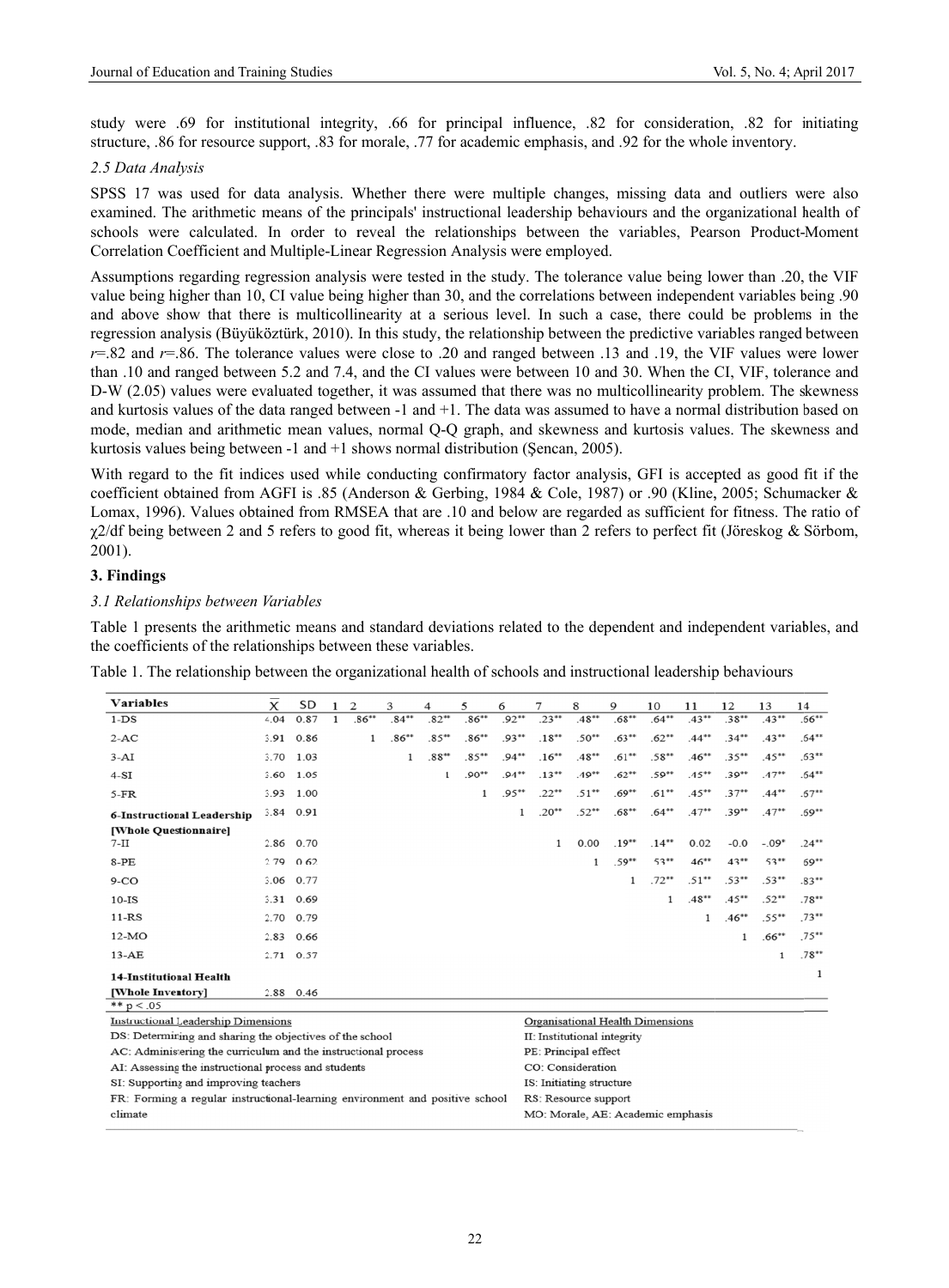study were .69 for institutional integrity, .66 for principal influence, .82 for consideration, .82 for initiating structure, .86 for resource support, .83 for morale, .77 for academic emphasis, and .92 for the whole inventory.

### 2.5 Data Analysis

SPSS 17 was used for data analysis. Whether there were multiple changes, missing data and outliers were also examined. The arithmetic means of the principals' instructional leadership behaviours and the organizational health of schools were calculated. In order to reveal the relationships between the variables, Pearson Product-Moment Correlation Coefficient and Multiple-Linear Regression Analysis were employed.

Assumptions regarding regression analysis were tested in the study. The tolerance value being lower than .20, the VIF value being higher than 10, CI value being higher than 30, and the correlations between independent variables being .90 and above show that there is multicollinearity at a serious level. In such a case, there could be problems in the regression analysis (Büyüköztürk, 2010). In this study, the relationship between the predictive variables ranged between $r$=.82 and $r$=.86. The tolerance values were close to .20 and ranged between .13 and .19, the VIF values were lower than .10 and ranged between 5.2 and 7.4, and the CI values were between 10 and 30. When the CI, VIF, tolerance and D-W (2.05) values were evaluated together, it was assumed that there was no multicollinearity problem. The skewness and kurtosis values of the data ranged between -1 and +1. The data was assumed to have a normal distribution based on mode, median and arithmetic mean values, normal Q-Q graph, and skewness and kurtosis values. The skewness and kurtosis values being between -1 and +1 shows normal distribution (Şencan, 2005).

With regard to the fit indices used while conducting confirmatory factor analysis, GFI is accepted as good fit if the coefficient obtained from AGFI is .85 (Anderson & Gerbing, 1984 & Cole, 1987) or .90 (Kline, 2005; Schumacker & Lomax, 1996). Values obtained from RMSEA that are .10 and below are regarded as sufficient for fitness. The ratio of $\chi 2$/df being between 2 and 5 refers to good fit, whereas it being lower than 2 refers to perfect fit (Jöreskog & Sörbom, 2001).

## 3. Findings

### 3.1 Relationships between Variables

Table 1 presents the arithmetic means and standard deviations related to the dependent and independent variables, and the coefficients of the relationships between these variables.

Table 1. The relationship between the organizational health of schools and instructional leadership behaviours

| Variables | $\bar{X}$ | SD | 1 | 2 | 3 | 4 | 5 | 6 | 7 | 8 | 9 | 10 | 11 | 12 | 13 | 14 |
|---|---|---|---|---|---|---|---|---|---|---|---|---|---|---|---|---|
| 1-DS | 4.04 | 0.87 | 1 | .86** | .84** | .82** | .86** | .92** | .23** | .48** | .68** | .64** | .43** | .38** | .43** | .56** |
| 2-AC | 3.91 | 0.86 | | 1 | .86** | .85** | .86** | .93** | .18** | .50** | .63** | .62** | .44** | .34** | .43** | .54** |
| 3-AI | 3.70 | 1.03 | | | 1 | .88** | .85** | .94** | .16** | .48** | .61** | .58** | .46** | .35** | .45** | .53** |
| 4-SI | 3.60 | 1.05 | | | | 1 | .90** | .94** | .13** | .49** | .62** | .59** | .45** | .39** | .47** | .54** |
| 5-FR | 3.93 | 1.00 | | | | | 1 | .95** | .22** | .51** | .69** | .61** | .45** | .37** | .44** | .57** |
| 6-Instructional Leadership [Whole Questionnaire] | 3.84 | 0.91 | | | | | | 1 | .20** | .52** | .68** | .64** | .47** | .39** | .47** | .59** |
| 7-II | 2.86 | 0.70 | | | | | | | 1 | 0.00 | .19** | .14** | 0.02 | -0.0 | -.09* | .24** |
| 8-PE | 2.79 | 0.62 | | | | | | | | 1 | .59** | .53** | .46** | .43** | .53** | .69** |
| 9-CO | 3.06 | 0.77 | | | | | | | | | 1 | .72** | .51** | .53** | .53** | .83** |
| 10-IS | 3.31 | 0.69 | | | | | | | | | | 1 | .48** | .45** | .52** | .78** |
| 11-RS | 2.70 | 0.79 | | | | | | | | | | | 1 | .46** | .55** | .73** |
| 12-MO | 2.83 | 0.66 | | | | | | | | | | | | 1 | .66** | .75** |
| 13-AE | 2.71 | 0.57 | | | | | | | | | | | | | 1 | .78** |
| 14-Institutional Health [Whole Inventory] | 2.88 | 0.46 | | | | | | | | | | | | | | 1 |

** $p < .05$

| Instructional Leadership Dimensions | Organisational Health Dimensions |
|---|---|
| DS: Determining and sharing the objectives of the school | II: Institutional integrity |
| AC: Administering the curriculum and the instructional process | PE: Principal effect |
| AI: Assessing the instructional process and students | CO: Consideration |
| SI: Supporting and improving teachers | IS: Initiating structure |
| FR: Forming a regular instructional-learning environment and positive school climate | RS: Resource support |
| | MO: Morale, AE: Academic emphasis |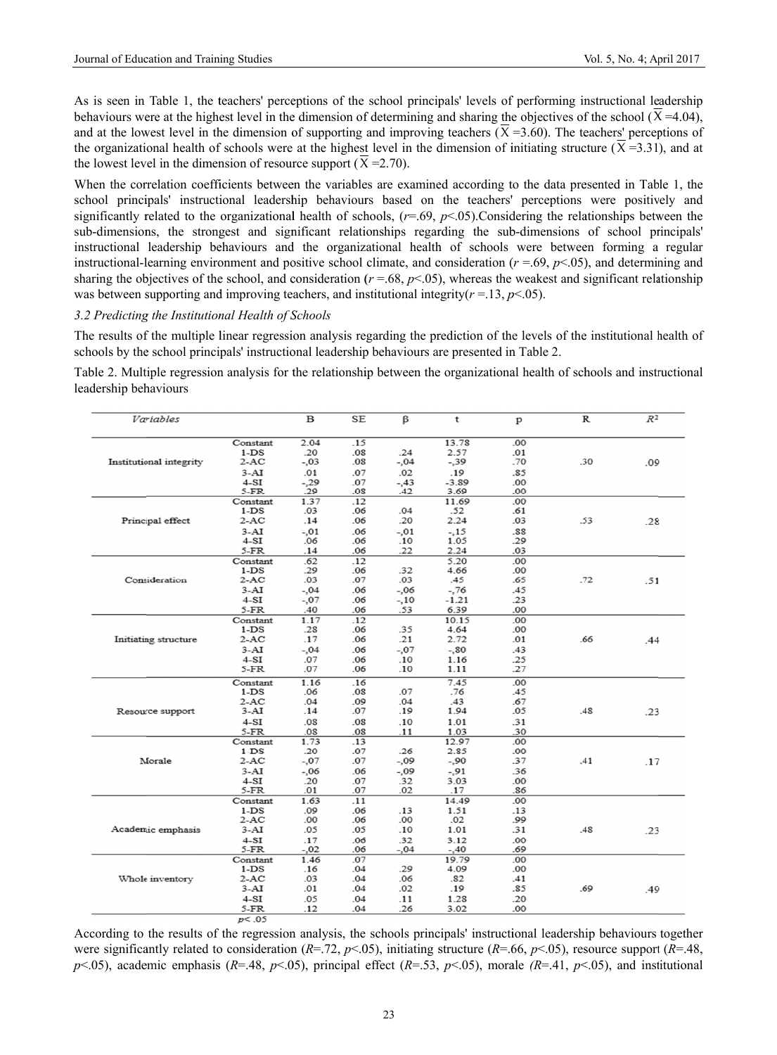As is seen in Table 1, the teachers' perceptions of the school principals' levels of performing instructional leadership behaviours were at the highest level in the dimension of determining and sharing the objectives of the school ($\overline{X}$ =4.04), and at the lowest level in the dimension of supporting and improving teachers ($\overline{X}$ =3.60). The teachers' perceptions of the organizational health of schools were at the highest level in the dimension of initiating structure ($\overline{X}$ =3.31), and at the lowest level in the dimension of resource support ($\overline{X}$ =2.70).

When the correlation coefficients between the variables are examined according to the data presented in Table 1, the school principals' instructional leadership behaviours based on the teachers' perceptions were positively and significantly related to the organizational health of schools, ($r$=.69, $p$<.05).Considering the relationships between the sub-dimensions, the strongest and significant relationships regarding the sub-dimensions of school principals' instructional leadership behaviours and the organizational health of schools were between forming a regular instructional-learning environment and positive school climate, and consideration ($r$ =.69, $p$<.05), and determining and sharing the objectives of the school, and consideration ($r$ =.68, $p$<.05), whereas the weakest and significant relationship was between supporting and improving teachers, and institutional integrity($r$ =.13, $p$<.05).

*3.2 Predicting the Institutional Health of Schools*

The results of the multiple linear regression analysis regarding the prediction of the levels of the institutional health of schools by the school principals' instructional leadership behaviours are presented in Table 2.

Table 2. Multiple regression analysis for the relationship between the organizational health of schools and instructional leadership behaviours

| *Variables* | | B | SE | β | t | p | R | $R^2$ |
|---|---|---|---|---|---|---|---|---|
| Institutional integrity | Constant | 2.04 | .15 | | 13.78 | .00 | .30 | .09 |
| | 1-DS | .20 | .08 | .24 | 2.57 | .01 | | |
| | 2-AC | -,03 | .08 | -,04 | -,39 | .70 | | |
| | 3-AI | .01 | .07 | .02 | .19 | .85 | | |
| | 4-SI | -,29 | .07 | -,43 | -3.89 | .00 | | |
| | 5-FR | .29 | .08 | .42 | 3.69 | .00 | | |
| Principal effect | Constant | 1.37 | .12 | | 11.69 | .00 | .53 | .28 |
| | 1-DS | .03 | .06 | .04 | .52 | .61 | | |
| | 2-AC | .14 | .06 | .20 | 2.24 | .03 | | |
| | 3-AI | -,01 | .06 | -,01 | -,15 | .88 | | |
| | 4-SI | .06 | .06 | .10 | 1.05 | .29 | | |
| | 5-FR | .14 | .06 | .22 | 2.24 | .03 | | |
| Consideration | Constant | .62 | .12 | | 5.20 | .00 | .72 | .51 |
| | 1-DS | .29 | .06 | .32 | 4.66 | .00 | | |
| | 2-AC | .03 | .07 | .03 | .45 | .65 | | |
| | 3-AI | -,04 | .06 | -,06 | -,76 | .45 | | |
| | 4-SI | -,07 | .06 | -,10 | -1.21 | .23 | | |
| | 5-FR | .40 | .06 | .53 | 6.39 | .00 | | |
| Initiating structure | Constant | 1.17 | .12 | | 10.15 | .00 | .66 | .44 |
| | 1-DS | .28 | .06 | .35 | 4.64 | .00 | | |
| | 2-AC | .17 | .06 | .21 | 2.72 | .01 | | |
| | 3-AI | -,04 | .06 | -,07 | -,80 | .43 | | |
| | 4-SI | .07 | .06 | .10 | 1.16 | .25 | | |
| | 5-FR | .07 | .06 | .10 | 1.11 | .27 | | |
| Resource support | Constant | 1.16 | .16 | | 7.45 | .00 | .48 | .23 |
| | 1-DS | .06 | .08 | .07 | .76 | .45 | | |
| | 2-AC | .04 | .09 | .04 | .43 | .67 | | |
| | 3-AI | .14 | .07 | .19 | 1.94 | .05 | | |
| | 4-SI | .08 | .08 | .10 | 1.01 | .31 | | |
| | 5-FR | .08 | .08 | .11 | 1.03 | .30 | | |
| Morale | Constant | 1.73 | .13 | | 12.97 | .00 | .41 | .17 |
| | 1 DS | .20 | .07 | .26 | 2.85 | .00 | | |
| | 2-AC | -,07 | .07 | -,09 | -,90 | .37 | | |
| | 3-AI | -,06 | .06 | -,09 | -,91 | .36 | | |
| | 4-SI | .20 | .07 | .32 | 3.03 | .00 | | |
| | 5-FR | .01 | .07 | .02 | .17 | .86 | | |
| Academic emphasis | Constant | 1.63 | .11 | | 14.49 | .00 | .48 | .23 |
| | 1-DS | .09 | .06 | .13 | 1.51 | .13 | | |
| | 2-AC | .00 | .06 | .00 | .02 | .99 | | |
| | 3-AI | .05 | .05 | .10 | 1.01 | .31 | | |
| | 4-SI | .17 | .06 | .32 | 3.12 | .00 | | |
| | 5-FR | -,02 | .06 | -,04 | -,40 | .69 | | |
| Whole inventory | Constant | 1.46 | .07 | | 19.79 | .00 | .69 | .49 |
| | 1-DS | .16 | .04 | .29 | 4.09 | .00 | | |
| | 2-AC | .03 | .04 | .06 | .82 | .41 | | |
| | 3-AI | .01 | .04 | .02 | .19 | .85 | | |
| | 4-SI | .05 | .04 | .11 | 1.28 | .20 | | |
| | 5-FR | .12 | .04 | .26 | 3.02 | .00 | | |

$p$< .05

According to the results of the regression analysis, the schools principals' instructional leadership behaviours together were significantly related to consideration ($R$=.72, $p$<.05), initiating structure ($R$=.66, $p$<.05), resource support ($R$=.48, $p$<.05), academic emphasis ($R$=.48, $p$<.05), principal effect ($R$=.53, $p$<.05), morale ($R$=.41, $p$<.05), and institutional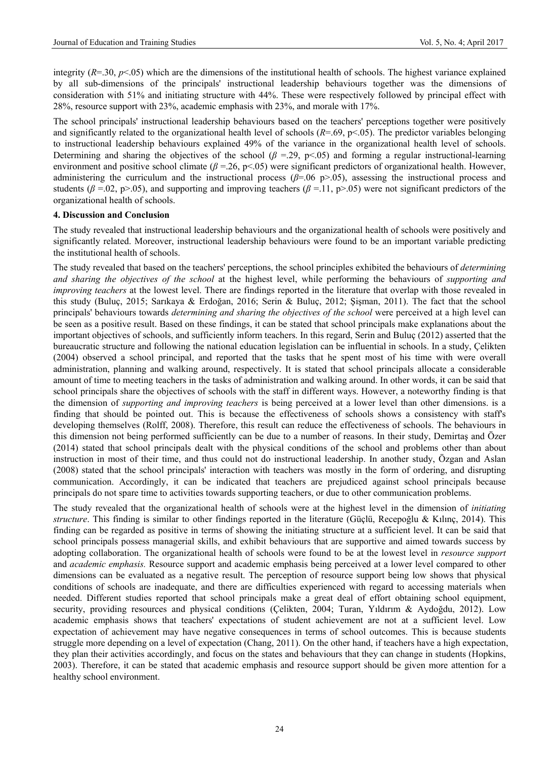integrity ($R$=.30, $p$<.05) which are the dimensions of the institutional health of schools. The highest variance explained by all sub-dimensions of the principals' instructional leadership behaviours together was the dimensions of consideration with 51% and initiating structure with 44%. These were respectively followed by principal effect with 28%, resource support with 23%, academic emphasis with 23%, and morale with 17%.

The school principals' instructional leadership behaviours based on the teachers' perceptions together were positively and significantly related to the organizational health level of schools ($R$=.69, p<.05). The predictor variables belonging to instructional leadership behaviours explained 49% of the variance in the organizational health level of schools. Determining and sharing the objectives of the school ($\beta$ =.29, p<.05) and forming a regular instructional-learning environment and positive school climate ($\beta$ =.26, p<.05) were significant predictors of organizational health. However, administering the curriculum and the instructional process ($\beta$=.06 p>.05), assessing the instructional process and students ($\beta$ =.02, p>.05), and supporting and improving teachers ($\beta$ =.11, p>.05) were not significant predictors of the organizational health of schools.

## 4. Discussion and Conclusion

The study revealed that instructional leadership behaviours and the organizational health of schools were positively and significantly related. Moreover, instructional leadership behaviours were found to be an important variable predicting the institutional health of schools.

The study revealed that based on the teachers' perceptions, the school principles exhibited the behaviours of *determining and sharing the objectives of the school* at the highest level, while performing the behaviours of *supporting and improving teachers* at the lowest level. There are findings reported in the literature that overlap with those revealed in this study (Buluç, 2015; Sarıkaya & Erdoğan, 2016; Serin & Buluç, 2012; Şişman, 2011). The fact that the school principals' behaviours towards *determining and sharing the objectives of the school* were perceived at a high level can be seen as a positive result. Based on these findings, it can be stated that school principals make explanations about the important objectives of schools, and sufficiently inform teachers. In this regard, Serin and Buluç (2012) asserted that the bureaucratic structure and following the national education legislation can be influential in schools. In a study, Çelikten (2004) observed a school principal, and reported that the tasks that he spent most of his time with were overall administration, planning and walking around, respectively. It is stated that school principals allocate a considerable amount of time to meeting teachers in the tasks of administration and walking around. In other words, it can be said that school principals share the objectives of schools with the staff in different ways. However, a noteworthy finding is that the dimension of *supporting and improving teachers* is being perceived at a lower level than other dimensions. is a finding that should be pointed out. This is because the effectiveness of schools shows a consistency with staff's developing themselves (Rolff, 2008). Therefore, this result can reduce the effectiveness of schools. The behaviours in this dimension not being performed sufficiently can be due to a number of reasons. In their study, Demirtaş and Özer (2014) stated that school principals dealt with the physical conditions of the school and problems other than about instruction in most of their time, and thus could not do instructional leadership. In another study, Özgan and Aslan (2008) stated that the school principals' interaction with teachers was mostly in the form of ordering, and disrupting communication. Accordingly, it can be indicated that teachers are prejudiced against school principals because principals do not spare time to activities towards supporting teachers, or due to other communication problems.

The study revealed that the organizational health of schools were at the highest level in the dimension of *initiating structure*. This finding is similar to other findings reported in the literature (Güçlü, Recepoğlu & Kılınç, 2014). This finding can be regarded as positive in terms of showing the initiating structure at a sufficient level. It can be said that school principals possess managerial skills, and exhibit behaviours that are supportive and aimed towards success by adopting collaboration. The organizational health of schools were found to be at the lowest level in *resource support* and *academic emphasis.* Resource support and academic emphasis being perceived at a lower level compared to other dimensions can be evaluated as a negative result. The perception of resource support being low shows that physical conditions of schools are inadequate, and there are difficulties experienced with regard to accessing materials when needed. Different studies reported that school principals make a great deal of effort obtaining school equipment, security, providing resources and physical conditions (Çelikten, 2004; Turan, Yıldırım & Aydoğdu, 2012). Low academic emphasis shows that teachers' expectations of student achievement are not at a sufficient level. Low expectation of achievement may have negative consequences in terms of school outcomes. This is because students struggle more depending on a level of expectation (Chang, 2011). On the other hand, if teachers have a high expectation, they plan their activities accordingly, and focus on the states and behaviours that they can change in students (Hopkins, 2003). Therefore, it can be stated that academic emphasis and resource support should be given more attention for a healthy school environment.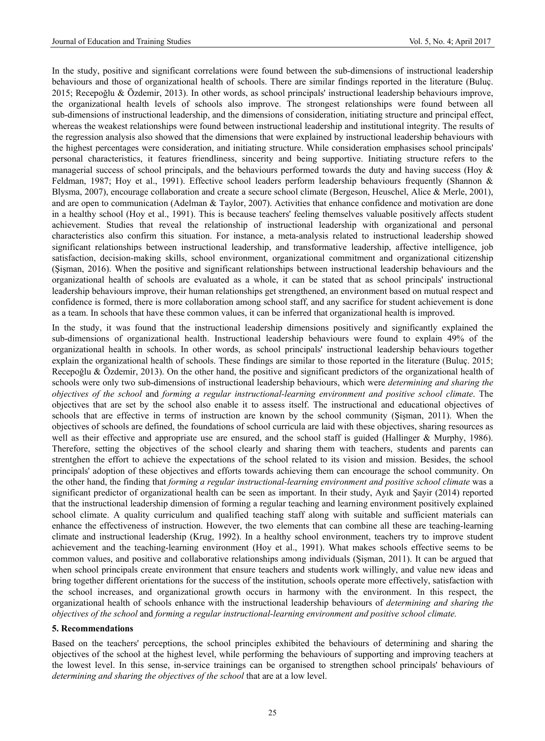In the study, positive and significant correlations were found between the sub-dimensions of instructional leadership behaviours and those of organizational health of schools. There are similar findings reported in the literature (Buluç. 2015; Recepoğlu & Özdemir, 2013). In other words, as school principals' instructional leadership behaviours improve, the organizational health levels of schools also improve. The strongest relationships were found between all sub-dimensions of instructional leadership, and the dimensions of consideration, initiating structure and principal effect, whereas the weakest relationships were found between instructional leadership and institutional integrity. The results of the regression analysis also showed that the dimensions that were explained by instructional leadership behaviours with the highest percentages were consideration, and initiating structure. While consideration emphasises school principals' personal characteristics, it features friendliness, sincerity and being supportive. Initiating structure refers to the managerial success of school principals, and the behaviours performed towards the duty and having success (Hoy & Feldman, 1987; Hoy et al., 1991). Effective school leaders perform leadership behaviours frequently (Shannon & Blysma, 2007), encourage collaboration and create a secure school climate (Bergeson, Heuschel, Alice & Merle, 2001), and are open to communication (Adelman & Taylor, 2007). Activities that enhance confidence and motivation are done in a healthy school (Hoy et al., 1991). This is because teachers' feeling themselves valuable positively affects student achievement. Studies that reveal the relationship of instructional leadership with organizational and personal characteristics also confirm this situation. For instance, a meta-analysis related to instructional leadership showed significant relationships between instructional leadership, and transformative leadership, affective intelligence, job satisfaction, decision-making skills, school environment, organizational commitment and organizational citizenship (Şişman, 2016). When the positive and significant relationships between instructional leadership behaviours and the organizational health of schools are evaluated as a whole, it can be stated that as school principals' instructional leadership behaviours improve, their human relationships get strengthened, an environment based on mutual respect and confidence is formed, there is more collaboration among school staff, and any sacrifice for student achievement is done as a team. In schools that have these common values, it can be inferred that organizational health is improved.

In the study, it was found that the instructional leadership dimensions positively and significantly explained the sub-dimensions of organizational health. Instructional leadership behaviours were found to explain 49% of the organizational health in schools. In other words, as school principals' instructional leadership behaviours together explain the organizational health of schools. These findings are similar to those reported in the literature (Buluç. 2015; Recepoğlu & Özdemir, 2013). On the other hand, the positive and significant predictors of the organizational health of schools were only two sub-dimensions of instructional leadership behaviours, which were *determining and sharing the objectives of the school* and *forming a regular instructional-learning environment and positive school climate*. The objectives that are set by the school also enable it to assess itself. The instructional and educational objectives of schools that are effective in terms of instruction are known by the school community (Şişman, 2011). When the objectives of schools are defined, the foundations of school curricula are laid with these objectives, sharing resources as well as their effective and appropriate use are ensured, and the school staff is guided (Hallinger & Murphy, 1986). Therefore, setting the objectives of the school clearly and sharing them with teachers, students and parents can strengthen the effort to achieve the expectations of the school related to its vision and mission. Besides, the school principals' adoption of these objectives and efforts towards achieving them can encourage the school community. On the other hand, the finding that *forming a regular instructional-learning environment and positive school climate* was a significant predictor of organizational health can be seen as important. In their study, Ayık and Şayir (2014) reported that the instructional leadership dimension of forming a regular teaching and learning environment positively explained school climate. A quality curriculum and qualified teaching staff along with suitable and sufficient materials can enhance the effectiveness of instruction. However, the two elements that can combine all these are teaching-learning climate and instructional leadership (Krug, 1992). In a healthy school environment, teachers try to improve student achievement and the teaching-learning environment (Hoy et al., 1991). What makes schools effective seems to be common values, and positive and collaborative relationships among individuals (Şişman, 2011). It can be argued that when school principals create environment that ensure teachers and students work willingly, and value new ideas and bring together different orientations for the success of the institution, schools operate more effectively, satisfaction with the school increases, and organizational growth occurs in harmony with the environment. In this respect, the organizational health of schools enhance with the instructional leadership behaviours of *determining and sharing the objectives of the school* and *forming a regular instructional-learning environment and positive school climate.*

## 5. Recommendations

Based on the teachers' perceptions, the school principles exhibited the behaviours of determining and sharing the objectives of the school at the highest level, while performing the behaviours of supporting and improving teachers at the lowest level. In this sense, in-service trainings can be organised to strengthen school principals' behaviours of *determining and sharing the objectives of the school* that are at a low level.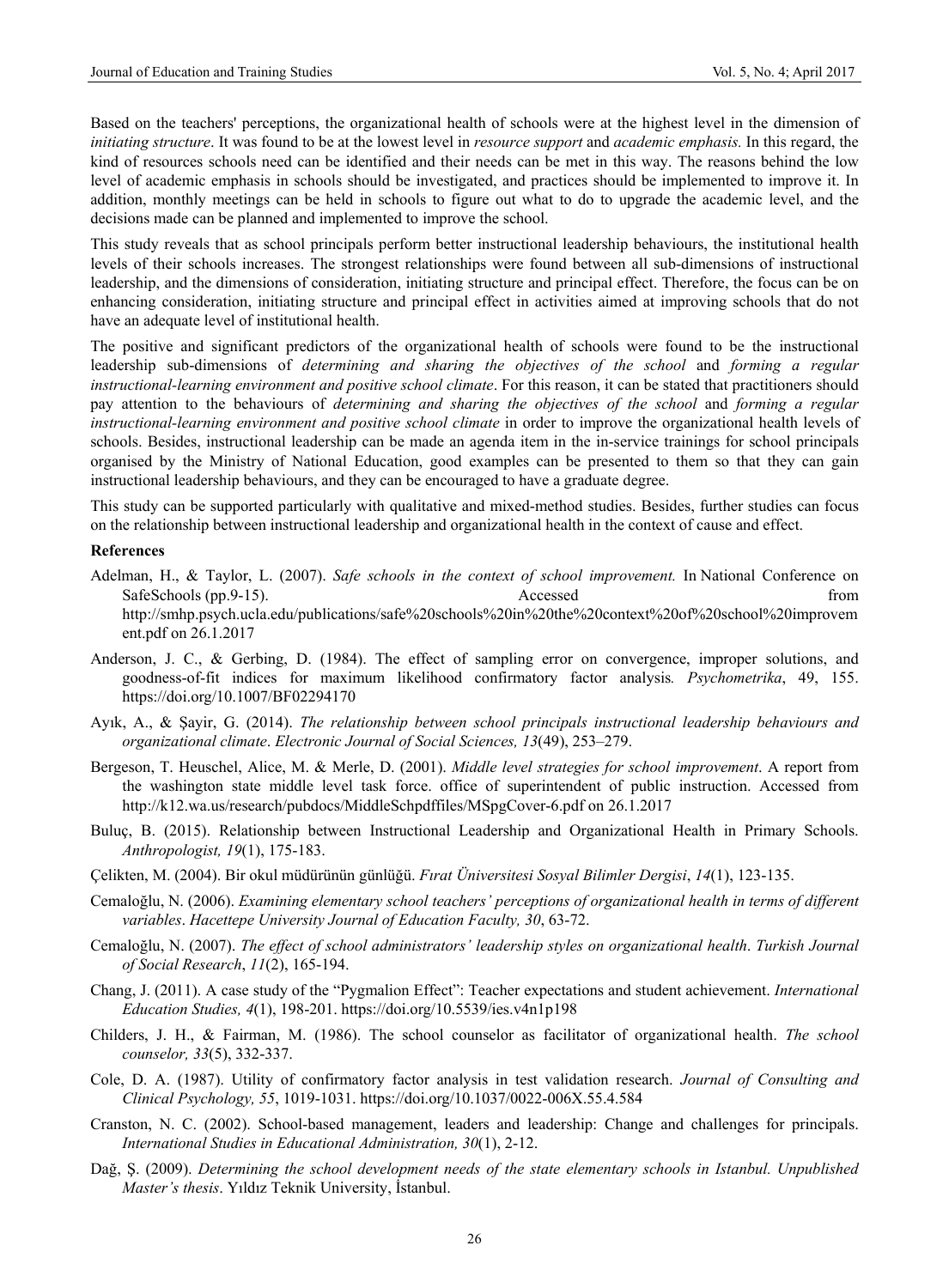Based on the teachers' perceptions, the organizational health of schools were at the highest level in the dimension of *initiating structure*. It was found to be at the lowest level in *resource support* and *academic emphasis.* In this regard, the kind of resources schools need can be identified and their needs can be met in this way. The reasons behind the low level of academic emphasis in schools should be investigated, and practices should be implemented to improve it. In addition, monthly meetings can be held in schools to figure out what to do to upgrade the academic level, and the decisions made can be planned and implemented to improve the school.

This study reveals that as school principals perform better instructional leadership behaviours, the institutional health levels of their schools increases. The strongest relationships were found between all sub-dimensions of instructional leadership, and the dimensions of consideration, initiating structure and principal effect. Therefore, the focus can be on enhancing consideration, initiating structure and principal effect in activities aimed at improving schools that do not have an adequate level of institutional health.

The positive and significant predictors of the organizational health of schools were found to be the instructional leadership sub-dimensions of *determining and sharing the objectives of the school* and *forming a regular instructional-learning environment and positive school climate*. For this reason, it can be stated that practitioners should pay attention to the behaviours of *determining and sharing the objectives of the school* and *forming a regular instructional-learning environment and positive school climate* in order to improve the organizational health levels of schools. Besides, instructional leadership can be made an agenda item in the in-service trainings for school principals organised by the Ministry of National Education, good examples can be presented to them so that they can gain instructional leadership behaviours, and they can be encouraged to have a graduate degree.

This study can be supported particularly with qualitative and mixed-method studies. Besides, further studies can focus on the relationship between instructional leadership and organizational health in the context of cause and effect.

**References**

Adelman, H., & Taylor, L. (2007). *Safe schools in the context of school improvement.* In National Conference on SafeSchools (pp.9-15). Accessed from http://smhp.psych.ucla.edu/publications/safe%20schools%20in%20the%20context%20of%20school%20improvement.pdf on 26.1.2017

Anderson, J. C., & Gerbing, D. (1984). The effect of sampling error on convergence, improper solutions, and goodness-of-fit indices for maximum likelihood confirmatory factor analysis*. Psychometrika*, 49, 155. https://doi.org/10.1007/BF02294170

Ayık, A., & Şayir, G. (2014). *The relationship between school principals instructional leadership behaviours and organizational climate*. *Electronic Journal of Social Sciences, 13*(49), 253–279.

Bergeson, T. Heuschel, Alice, M. & Merle, D. (2001). *Middle level strategies for school improvement*. A report from the washington state middle level task force. office of superintendent of public instruction. Accessed from http://k12.wa.us/research/pubdocs/MiddleSchpdffiles/MSpgCover-6.pdf on 26.1.2017

Buluç, B. (2015). Relationship between Instructional Leadership and Organizational Health in Primary Schools. *Anthropologist, 19*(1), 175-183.

Çelikten, M. (2004). Bir okul müdürünün günlüğü. *Fırat Üniversitesi Sosyal Bilimler Dergisi*, *14*(1), 123-135.

Cemaloğlu, N. (2006). *Examining elementary school teachers' perceptions of organizational health in terms of different variables*. *Hacettepe University Journal of Education Faculty, 30*, 63-72.

Cemaloğlu, N. (2007). *The effect of school administrators' leadership styles on organizational health*. *Turkish Journal of Social Research*, *11*(2), 165-194.

Chang, J. (2011). A case study of the "Pygmalion Effect": Teacher expectations and student achievement. *International Education Studies, 4*(1), 198-201. https://doi.org/10.5539/ies.v4n1p198

Childers, J. H., & Fairman, M. (1986). The school counselor as facilitator of organizational health. *The school counselor, 33*(5), 332-337.

Cole, D. A. (1987). Utility of confirmatory factor analysis in test validation research. *Journal of Consulting and Clinical Psychology, 55*, 1019-1031. https://doi.org/10.1037/0022-006X.55.4.584

Cranston, N. C. (2002). School-based management, leaders and leadership: Change and challenges for principals. *International Studies in Educational Administration, 30*(1), 2-12.

Dağ, Ş. (2009). *Determining the school development needs of the state elementary schools in Istanbul. Unpublished Master's thesis*. Yıldız Teknik University, İstanbul.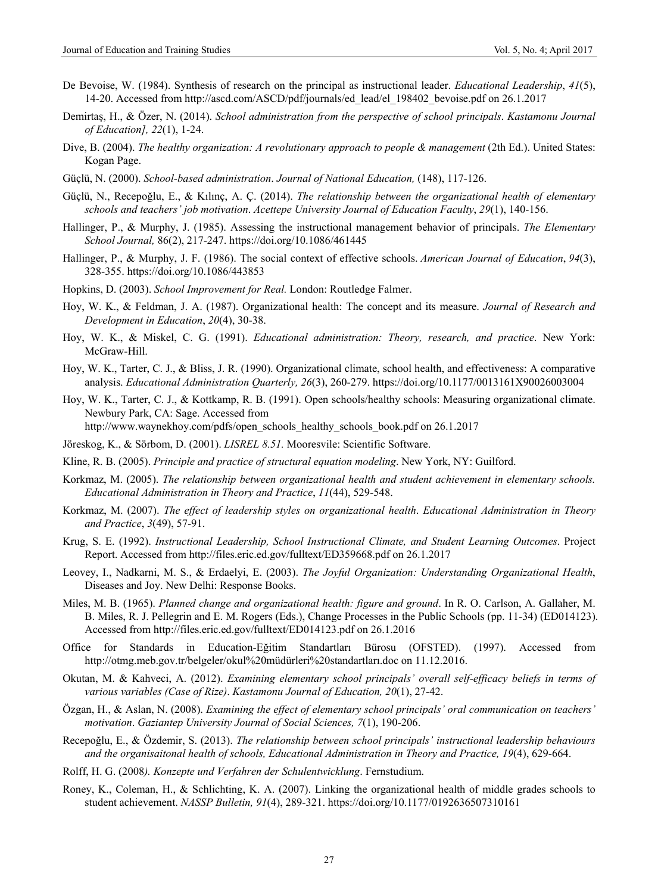De Bevoise, W. (1984). Synthesis of research on the principal as instructional leader. *Educational Leadership*, *41*(5), 14-20. Accessed from http://ascd.com/ASCD/pdf/journals/ed_lead/el_198402_bevoise.pdf on 26.1.2017

Demirtaş, H., & Özer, N. (2014). *School administration from the perspective of school principals*. *Kastamonu Journal of Education], 22*(1), 1-24.

Dive, B. (2004). *The healthy organization: A revolutionary approach to people & management* (2th Ed.). United States: Kogan Page.

Güçlü, N. (2000). *School-based administration*. *Journal of National Education,* (148), 117-126.

Güçlü, N., Recepoğlu, E., & Kılınç, A. Ç. (2014). *The relationship between the organizational health of elementary schools and teachers' job motivation*. *Acettepe University Journal of Education Faculty*, *29*(1), 140-156.

Hallinger, P., & Murphy, J. (1985). Assessing the instructional management behavior of principals. *The Elementary School Journal,* 86(2), 217-247. https://doi.org/10.1086/461445

Hallinger, P., & Murphy, J. F. (1986). The social context of effective schools. *American Journal of Education*, *94*(3), 328-355. https://doi.org/10.1086/443853

Hopkins, D. (2003). *School Improvement for Real.* London: Routledge Falmer.

Hoy, W. K., & Feldman, J. A. (1987). Organizational health: The concept and its measure. *Journal of Research and Development in Education*, *20*(4), 30-38.

Hoy, W. K., & Miskel, C. G. (1991). *Educational administration: Theory, research, and practice*. New York: McGraw-Hill.

Hoy, W. K., Tarter, C. J., & Bliss, J. R. (1990). Organizational climate, school health, and effectiveness: A comparative analysis. *Educational Administration Quarterly, 26*(3), 260-279. https://doi.org/10.1177/0013161X90026003004

Hoy, W. K., Tarter, C. J., & Kottkamp, R. B. (1991). Open schools/healthy schools: Measuring organizational climate. Newbury Park, CA: Sage. Accessed from http://www.waynekhoy.com/pdfs/open_schools_healthy_schools_book.pdf on 26.1.2017

Jöreskog, K., & Sörbom, D. (2001). *LISREL 8.51.* Mooresvile: Scientific Software.

Kline, R. B. (2005). *Principle and practice of structural equation modeling*. New York, NY: Guilford.

Korkmaz, M. (2005). *The relationship between organizational health and student achievement in elementary schools. Educational Administration in Theory and Practice*, *11*(44), 529-548.

Korkmaz, M. (2007). *The effect of leadership styles on organizational health*. *Educational Administration in Theory and Practice*, *3*(49), 57-91.

Krug, S. E. (1992). *Instructional Leadership, School Instructional Climate, and Student Learning Outcomes*. Project Report. Accessed from http://files.eric.ed.gov/fulltext/ED359668.pdf on 26.1.2017

Leovey, I., Nadkarni, M. S., & Erdaelyi, E. (2003). *The Joyful Organization: Understanding Organizational Health*, Diseases and Joy. New Delhi: Response Books.

Miles, M. B. (1965). *Planned change and organizational health: figure and ground*. In R. O. Carlson, A. Gallaher, M. B. Miles, R. J. Pellegrin and E. M. Rogers (Eds.), Change Processes in the Public Schools (pp. 11-34) (ED014123). Accessed from http://files.eric.ed.gov/fulltext/ED014123.pdf on 26.1.2016

Office for Standards in Education-Eğitim Standartları Bürosu (OFSTED). (1997). Accessed from http://otmg.meb.gov.tr/belgeler/okul%20müdürleri%20standartları.doc on 11.12.2016.

Okutan, M. & Kahveci, A. (2012). *Examining elementary school principals' overall self-efficacy beliefs in terms of various variables (Case of Rize)*. *Kastamonu Journal of Education, 20*(1), 27-42.

Özgan, H., & Aslan, N. (2008). *Examining the effect of elementary school principals' oral communication on teachers' motivation*. *Gaziantep University Journal of Social Sciences, 7*(1), 190-206.

Recepoğlu, E., & Özdemir, S. (2013). *The relationship between school principals' instructional leadership behaviours and the organisaitonal health of schools, Educational Administration in Theory and Practice, 19*(4), 629-664.

Rolff, H. G. (2008*). Konzepte und Verfahren der Schulentwicklung*. Fernstudium.

Roney, K., Coleman, H., & Schlichting, K. A. (2007). Linking the organizational health of middle grades schools to student achievement. *NASSP Bulletin, 91*(4), 289-321. https://doi.org/10.1177/0192636507310161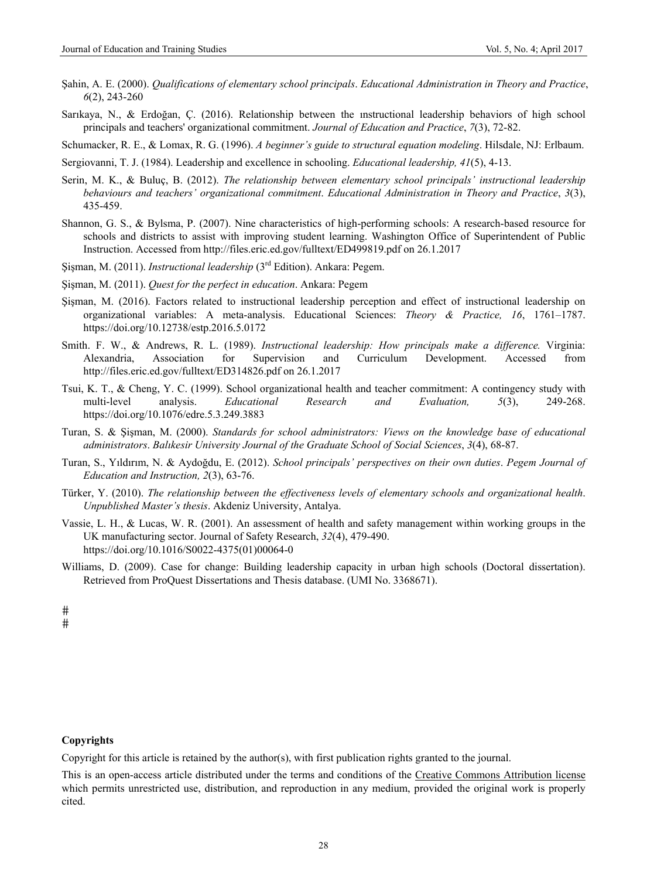Şahin, A. E. (2000). *Qualifications of elementary school principals*. *Educational Administration in Theory and Practice*, *6*(2), 243-260

Sarıkaya, N., & Erdoğan, Ç. (2016). Relationship between the ınstructional leadership behaviors of high school principals and teachers' organizational commitment. *Journal of Education and Practice*, *7*(3), 72-82.

Schumacker, R. E., & Lomax, R. G. (1996). *A beginner's guide to structural equation modeling*. Hilsdale, NJ: Erlbaum.

Sergiovanni, T. J. (1984). Leadership and excellence in schooling. *Educational leadership, 41*(5), 4-13.

Serin, M. K., & Buluç, B. (2012). *The relationship between elementary school principals' instructional leadership behaviours and teachers' organizational commitment*. *Educational Administration in Theory and Practice*, *3*(3), 435-459.

Shannon, G. S., & Bylsma, P. (2007). Nine characteristics of high-performing schools: A research-based resource for schools and districts to assist with improving student learning. Washington Office of Superintendent of Public Instruction. Accessed from http://files.eric.ed.gov/fulltext/ED499819.pdf on 26.1.2017

Şişman, M. (2011). *Instructional leadership* (3rd Edition). Ankara: Pegem.

Şişman, M. (2011). *Quest for the perfect in education*. Ankara: Pegem

Şişman, M. (2016). Factors related to instructional leadership perception and effect of instructional leadership on organizational variables: A meta-analysis. Educational Sciences: *Theory & Practice, 16*, 1761–1787. https://doi.org/10.12738/estp.2016.5.0172

Smith. F. W., & Andrews, R. L. (1989). *Instructional leadership: How principals make a difference.* Virginia: Alexandria, Association for Supervision and Curriculum Development. Accessed from http://files.eric.ed.gov/fulltext/ED314826.pdf on 26.1.2017

Tsui, K. T., & Cheng, Y. C. (1999). School organizational health and teacher commitment: A contingency study with multi-level analysis. *Educational Research and Evaluation, 5*(3), 249-268. https://doi.org/10.1076/edre.5.3.249.3883

Turan, S. & Şişman, M. (2000). *Standards for school administrators: Views on the knowledge base of educational administrators*. *Balıkesir University Journal of the Graduate School of Social Sciences*, *3*(4), 68-87.

Turan, S., Yıldırım, N. & Aydoğdu, E. (2012). *School principals' perspectives on their own duties*. *Pegem Journal of Education and Instruction, 2*(3), 63-76.

Türker, Y. (2010). *The relationship between the effectiveness levels of elementary schools and organizational health*. *Unpublished Master's thesis*. Akdeniz University, Antalya.

Vassie, L. H., & Lucas, W. R. (2001). An assessment of health and safety management within working groups in the UK manufacturing sector. Journal of Safety Research, *32*(4), 479-490. https://doi.org/10.1016/S0022-4375(01)00064-0

Williams, D. (2009). Case for change: Building leadership capacity in urban high schools (Doctoral dissertation). Retrieved from ProQuest Dissertations and Thesis database. (UMI No. 3368671).

#
#

**Copyrights**

Copyright for this article is retained by the author(s), with first publication rights granted to the journal.

This is an open-access article distributed under the terms and conditions of the Creative Commons Attribution license which permits unrestricted use, distribution, and reproduction in any medium, provided the original work is properly cited.